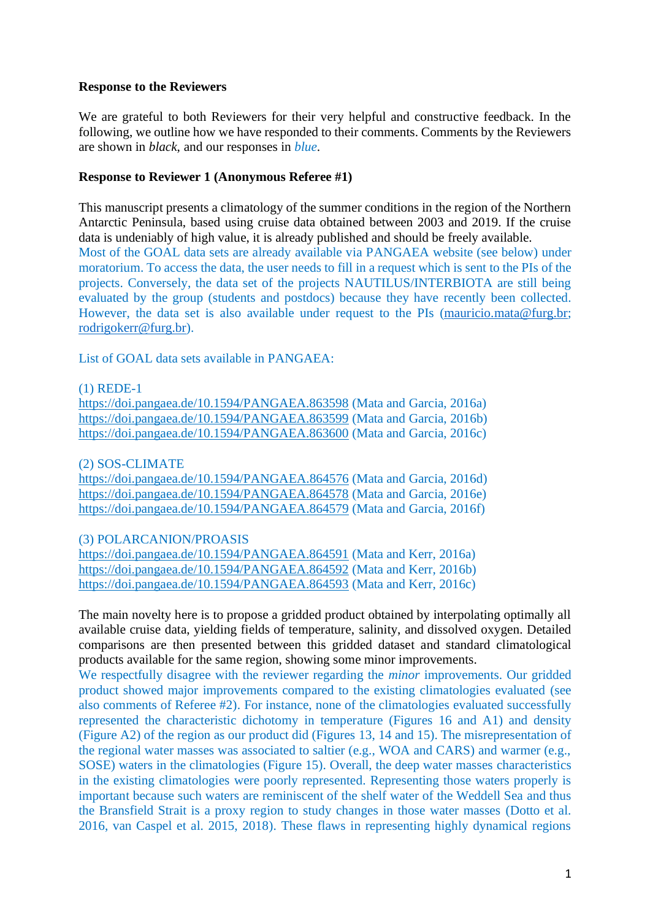**Response to the Reviewers**

We are grateful to both Reviewers for their very helpful and constructive feedback. In the following, we outline how we have responded to their comments. Comments by the Reviewers are shown in *black*, and our responses in *blue*.

**Response to Reviewer 1 (Anonymous Referee #1)**

This manuscript presents a climatology of the summer conditions in the region of the Northern Antarctic Peninsula, based using cruise data obtained between 2003 and 2019. If the cruise data is undeniably of high value, it is already published and should be freely available.

Most of the GOAL data sets are already available via PANGAEA website (see below) under moratorium. To access the data, the user needs to fill in a request which is sent to the PIs of the projects. Conversely, the data set of the projects NAUTILUS/INTERBIOTA are still being evaluated by the group (students and postdocs) because they have recently been collected. However, the data set is also available under request to the PIs (mauricio.mata@furg.br; rodrigokerr@furg.br).

List of GOAL data sets available in PANGAEA:

(1) REDE-1
https://doi.pangaea.de/10.1594/PANGAEA.863598 (Mata and Garcia, 2016a)
https://doi.pangaea.de/10.1594/PANGAEA.863599 (Mata and Garcia, 2016b)
https://doi.pangaea.de/10.1594/PANGAEA.863600 (Mata and Garcia, 2016c)

(2) SOS-CLIMATE
https://doi.pangaea.de/10.1594/PANGAEA.864576 (Mata and Garcia, 2016d)
https://doi.pangaea.de/10.1594/PANGAEA.864578 (Mata and Garcia, 2016e)
https://doi.pangaea.de/10.1594/PANGAEA.864579 (Mata and Garcia, 2016f)

(3) POLARCANION/PROASIS
https://doi.pangaea.de/10.1594/PANGAEA.864591 (Mata and Kerr, 2016a)
https://doi.pangaea.de/10.1594/PANGAEA.864592 (Mata and Kerr, 2016b)
https://doi.pangaea.de/10.1594/PANGAEA.864593 (Mata and Kerr, 2016c)

The main novelty here is to propose a gridded product obtained by interpolating optimally all available cruise data, yielding fields of temperature, salinity, and dissolved oxygen. Detailed comparisons are then presented between this gridded dataset and standard climatological products available for the same region, showing some minor improvements.

We respectfully disagree with the reviewer regarding the *minor* improvements. Our gridded product showed major improvements compared to the existing climatologies evaluated (see also comments of Referee #2). For instance, none of the climatologies evaluated successfully represented the characteristic dichotomy in temperature (Figures 16 and A1) and density (Figure A2) of the region as our product did (Figures 13, 14 and 15). The misrepresentation of the regional water masses was associated to saltier (e.g., WOA and CARS) and warmer (e.g., SOSE) waters in the climatologies (Figure 15). Overall, the deep water masses characteristics in the existing climatologies were poorly represented. Representing those waters properly is important because such waters are reminiscent of the shelf water of the Weddell Sea and thus the Bransfield Strait is a proxy region to study changes in those water masses (Dotto et al. 2016, van Caspel et al. 2015, 2018). These flaws in representing highly dynamical regions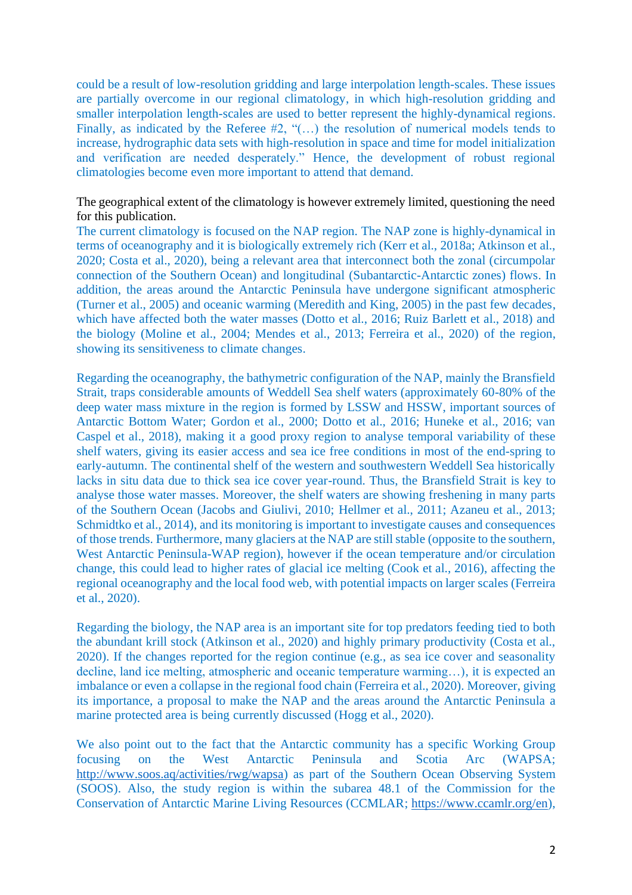could be a result of low-resolution gridding and large interpolation length-scales. These issues are partially overcome in our regional climatology, in which high-resolution gridding and smaller interpolation length-scales are used to better represent the highly-dynamical regions. Finally, as indicated by the Referee #2, "(…) the resolution of numerical models tends to increase, hydrographic data sets with high-resolution in space and time for model initialization and verification are needed desperately." Hence, the development of robust regional climatologies become even more important to attend that demand.

The geographical extent of the climatology is however extremely limited, questioning the need for this publication.

The current climatology is focused on the NAP region. The NAP zone is highly-dynamical in terms of oceanography and it is biologically extremely rich (Kerr et al., 2018a; Atkinson et al., 2020; Costa et al., 2020), being a relevant area that interconnect both the zonal (circumpolar connection of the Southern Ocean) and longitudinal (Subantarctic-Antarctic zones) flows. In addition, the areas around the Antarctic Peninsula have undergone significant atmospheric (Turner et al., 2005) and oceanic warming (Meredith and King, 2005) in the past few decades, which have affected both the water masses (Dotto et al., 2016; Ruiz Barlett et al., 2018) and the biology (Moline et al., 2004; Mendes et al., 2013; Ferreira et al., 2020) of the region, showing its sensitiveness to climate changes.

Regarding the oceanography, the bathymetric configuration of the NAP, mainly the Bransfield Strait, traps considerable amounts of Weddell Sea shelf waters (approximately 60-80% of the deep water mass mixture in the region is formed by LSSW and HSSW, important sources of Antarctic Bottom Water; Gordon et al., 2000; Dotto et al., 2016; Huneke et al., 2016; van Caspel et al., 2018), making it a good proxy region to analyse temporal variability of these shelf waters, giving its easier access and sea ice free conditions in most of the end-spring to early-autumn. The continental shelf of the western and southwestern Weddell Sea historically lacks in situ data due to thick sea ice cover year-round. Thus, the Bransfield Strait is key to analyse those water masses. Moreover, the shelf waters are showing freshening in many parts of the Southern Ocean (Jacobs and Giulivi, 2010; Hellmer et al., 2011; Azaneu et al., 2013; Schmidtko et al., 2014), and its monitoring is important to investigate causes and consequences of those trends. Furthermore, many glaciers at the NAP are still stable (opposite to the southern, West Antarctic Peninsula-WAP region), however if the ocean temperature and/or circulation change, this could lead to higher rates of glacial ice melting (Cook et al., 2016), affecting the regional oceanography and the local food web, with potential impacts on larger scales (Ferreira et al., 2020).

Regarding the biology, the NAP area is an important site for top predators feeding tied to both the abundant krill stock (Atkinson et al., 2020) and highly primary productivity (Costa et al., 2020). If the changes reported for the region continue (e.g., as sea ice cover and seasonality decline, land ice melting, atmospheric and oceanic temperature warming…), it is expected an imbalance or even a collapse in the regional food chain (Ferreira et al., 2020). Moreover, giving its importance, a proposal to make the NAP and the areas around the Antarctic Peninsula a marine protected area is being currently discussed (Hogg et al., 2020).

We also point out to the fact that the Antarctic community has a specific Working Group focusing on the West Antarctic Peninsula and Scotia Arc (WAPSA; http://www.soos.aq/activities/rwg/wapsa) as part of the Southern Ocean Observing System (SOOS). Also, the study region is within the subarea 48.1 of the Commission for the Conservation of Antarctic Marine Living Resources (CCMLAR; https://www.ccamlr.org/en),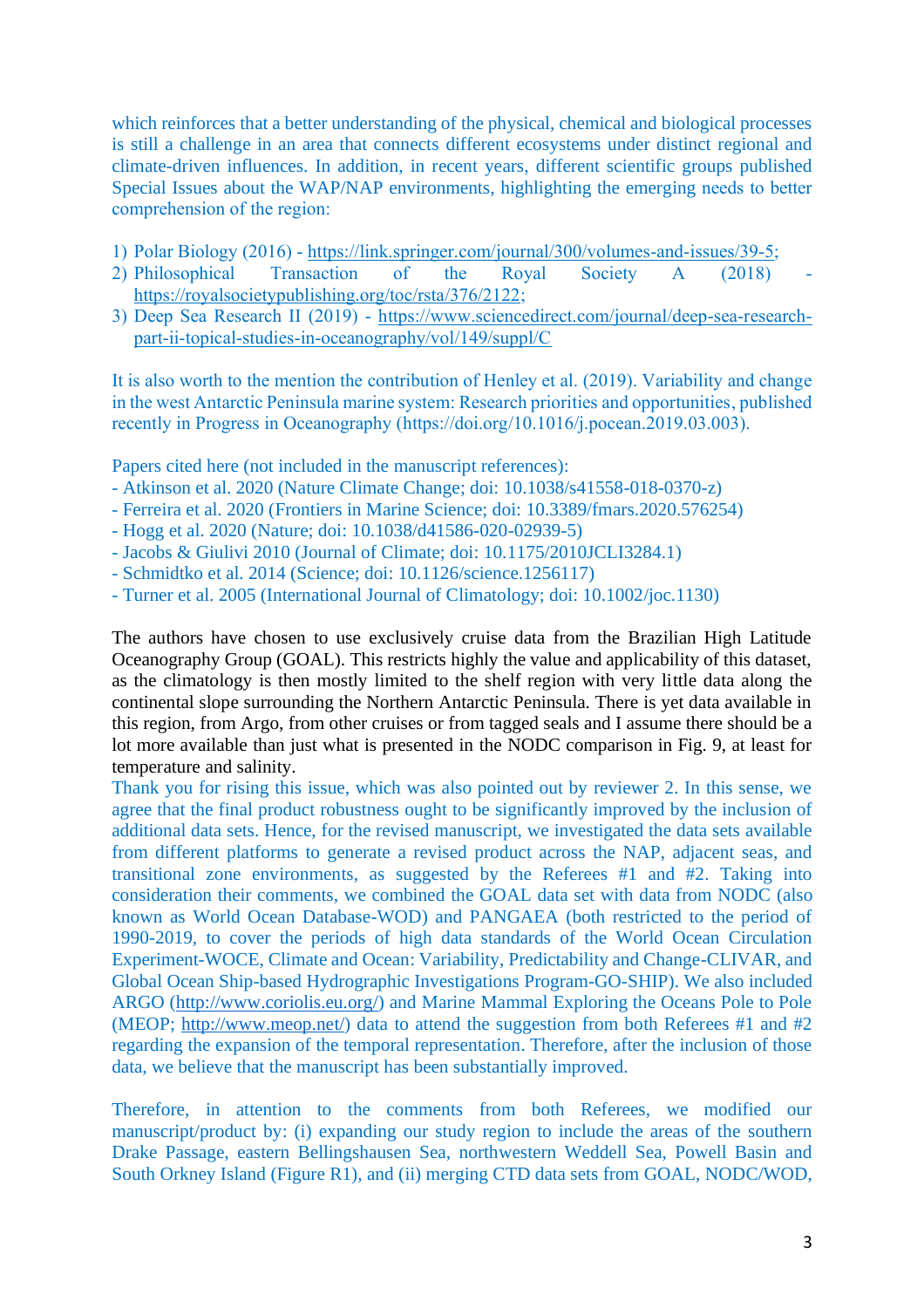which reinforces that a better understanding of the physical, chemical and biological processes is still a challenge in an area that connects different ecosystems under distinct regional and climate-driven influences. In addition, in recent years, different scientific groups published Special Issues about the WAP/NAP environments, highlighting the emerging needs to better comprehension of the region:

1) Polar Biology (2016) - https://link.springer.com/journal/300/volumes-and-issues/39-5;
2) Philosophical Transaction of the Royal Society A (2018) - https://royalsocietypublishing.org/toc/rsta/376/2122;
3) Deep Sea Research II (2019) - https://www.sciencedirect.com/journal/deep-sea-research-part-ii-topical-studies-in-oceanography/vol/149/suppl/C

It is also worth to the mention the contribution of Henley et al. (2019). Variability and change in the west Antarctic Peninsula marine system: Research priorities and opportunities, published recently in Progress in Oceanography (https://doi.org/10.1016/j.pocean.2019.03.003).

Papers cited here (not included in the manuscript references):
- Atkinson et al. 2020 (Nature Climate Change; doi: 10.1038/s41558-018-0370-z)
- Ferreira et al. 2020 (Frontiers in Marine Science; doi: 10.3389/fmars.2020.576254)
- Hogg et al. 2020 (Nature; doi: 10.1038/d41586-020-02939-5)
- Jacobs & Giulivi 2010 (Journal of Climate; doi: 10.1175/2010JCLI3284.1)
- Schmidtko et al. 2014 (Science; doi: 10.1126/science.1256117)
- Turner et al. 2005 (International Journal of Climatology; doi: 10.1002/joc.1130)

The authors have chosen to use exclusively cruise data from the Brazilian High Latitude Oceanography Group (GOAL). This restricts highly the value and applicability of this dataset, as the climatology is then mostly limited to the shelf region with very little data along the continental slope surrounding the Northern Antarctic Peninsula. There is yet data available in this region, from Argo, from other cruises or from tagged seals and I assume there should be a lot more available than just what is presented in the NODC comparison in Fig. 9, at least for temperature and salinity.
Thank you for rising this issue, which was also pointed out by reviewer 2. In this sense, we agree that the final product robustness ought to be significantly improved by the inclusion of additional data sets. Hence, for the revised manuscript, we investigated the data sets available from different platforms to generate a revised product across the NAP, adjacent seas, and transitional zone environments, as suggested by the Referees #1 and #2. Taking into consideration their comments, we combined the GOAL data set with data from NODC (also known as World Ocean Database-WOD) and PANGAEA (both restricted to the period of 1990-2019, to cover the periods of high data standards of the World Ocean Circulation Experiment-WOCE, Climate and Ocean: Variability, Predictability and Change-CLIVAR, and Global Ocean Ship-based Hydrographic Investigations Program-GO-SHIP). We also included ARGO (http://www.coriolis.eu.org/) and Marine Mammal Exploring the Oceans Pole to Pole (MEOP; http://www.meop.net/) data to attend the suggestion from both Referees #1 and #2 regarding the expansion of the temporal representation. Therefore, after the inclusion of those data, we believe that the manuscript has been substantially improved.

Therefore, in attention to the comments from both Referees, we modified our manuscript/product by: (i) expanding our study region to include the areas of the southern Drake Passage, eastern Bellingshausen Sea, northwestern Weddell Sea, Powell Basin and South Orkney Island (Figure R1), and (ii) merging CTD data sets from GOAL, NODC/WOD,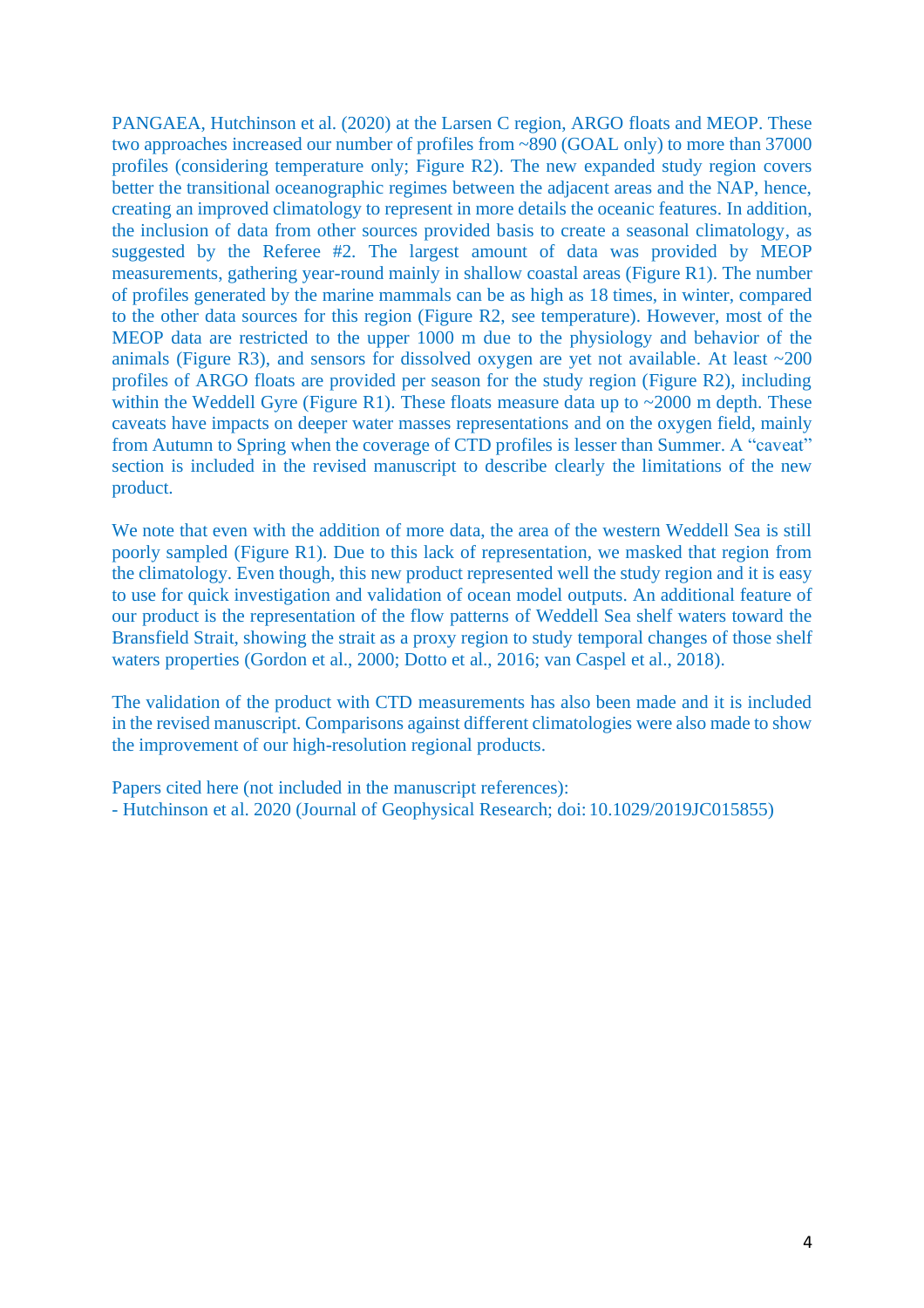PANGAEA, Hutchinson et al. (2020) at the Larsen C region, ARGO floats and MEOP. These two approaches increased our number of profiles from ~890 (GOAL only) to more than 37000 profiles (considering temperature only; Figure R2). The new expanded study region covers better the transitional oceanographic regimes between the adjacent areas and the NAP, hence, creating an improved climatology to represent in more details the oceanic features. In addition, the inclusion of data from other sources provided basis to create a seasonal climatology, as suggested by the Referee #2. The largest amount of data was provided by MEOP measurements, gathering year-round mainly in shallow coastal areas (Figure R1). The number of profiles generated by the marine mammals can be as high as 18 times, in winter, compared to the other data sources for this region (Figure R2, see temperature). However, most of the MEOP data are restricted to the upper 1000 m due to the physiology and behavior of the animals (Figure R3), and sensors for dissolved oxygen are yet not available. At least ~200 profiles of ARGO floats are provided per season for the study region (Figure R2), including within the Weddell Gyre (Figure R1). These floats measure data up to ~2000 m depth. These caveats have impacts on deeper water masses representations and on the oxygen field, mainly from Autumn to Spring when the coverage of CTD profiles is lesser than Summer. A "caveat" section is included in the revised manuscript to describe clearly the limitations of the new product.

We note that even with the addition of more data, the area of the western Weddell Sea is still poorly sampled (Figure R1). Due to this lack of representation, we masked that region from the climatology. Even though, this new product represented well the study region and it is easy to use for quick investigation and validation of ocean model outputs. An additional feature of our product is the representation of the flow patterns of Weddell Sea shelf waters toward the Bransfield Strait, showing the strait as a proxy region to study temporal changes of those shelf waters properties (Gordon et al., 2000; Dotto et al., 2016; van Caspel et al., 2018).

The validation of the product with CTD measurements has also been made and it is included in the revised manuscript. Comparisons against different climatologies were also made to show the improvement of our high-resolution regional products.

Papers cited here (not included in the manuscript references):

- Hutchinson et al. 2020 (Journal of Geophysical Research; doi: 10.1029/2019JC015855)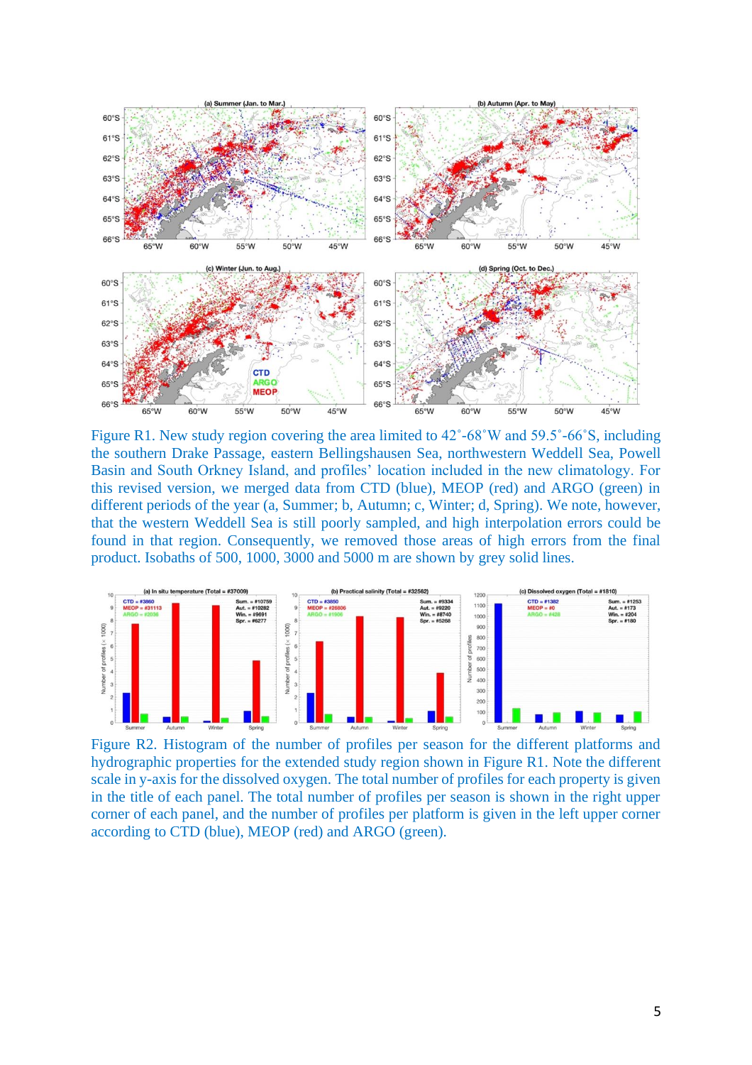Figure R1. New study region covering the area limited to 42˚-68˚W and 59.5˚-66˚S, including the southern Drake Passage, eastern Bellingshausen Sea, northwestern Weddell Sea, Powell Basin and South Orkney Island, and profiles' location included in the new climatology. For this revised version, we merged data from CTD (blue), MEOP (red) and ARGO (green) in different periods of the year (a, Summer; b, Autumn; c, Winter; d, Spring). We note, however, that the western Weddell Sea is still poorly sampled, and high interpolation errors could be found in that region. Consequently, we removed those areas of high errors from the final product. Isobaths of 500, 1000, 3000 and 5000 m are shown by grey solid lines.

Figure R2. Histogram of the number of profiles per season for the different platforms and hydrographic properties for the extended study region shown in Figure R1. Note the different scale in y-axis for the dissolved oxygen. The total number of profiles for each property is given in the title of each panel. The total number of profiles per season is shown in the right upper corner of each panel, and the number of profiles per platform is given in the left upper corner according to CTD (blue), MEOP (red) and ARGO (green).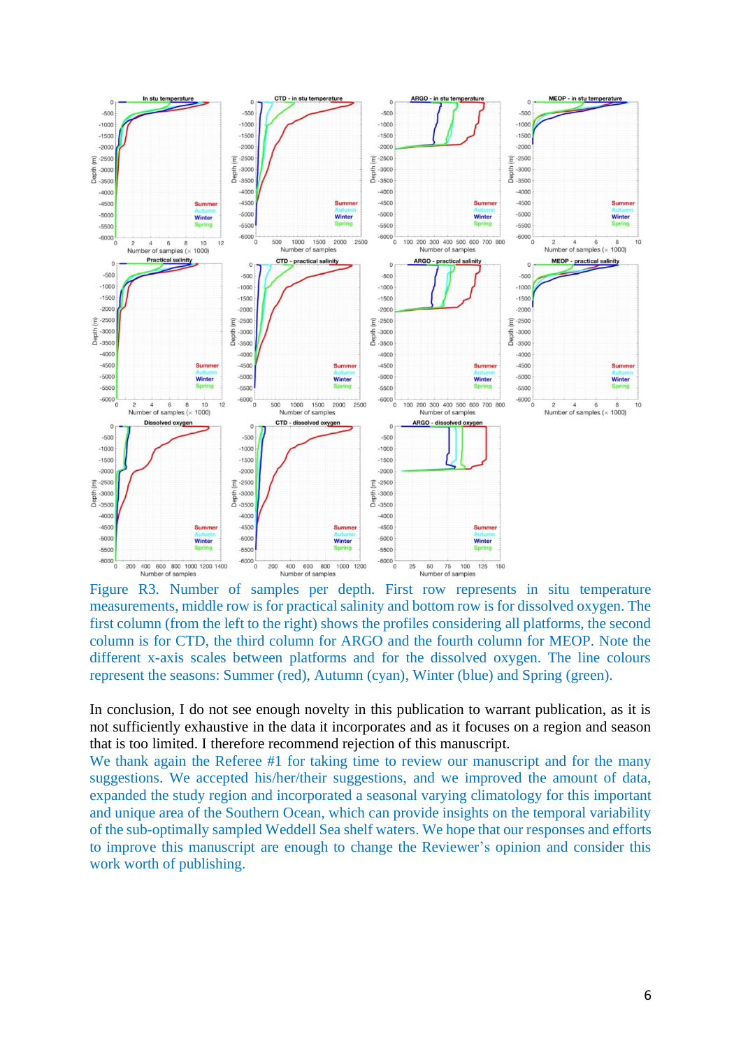Figure R3. Number of samples per depth. First row represents in situ temperature measurements, middle row is for practical salinity and bottom row is for dissolved oxygen. The first column (from the left to the right) shows the profiles considering all platforms, the second column is for CTD, the third column for ARGO and the fourth column for MEOP. Note the different x-axis scales between platforms and for the dissolved oxygen. The line colours represent the seasons: Summer (red), Autumn (cyan), Winter (blue) and Spring (green).

In conclusion, I do not see enough novelty in this publication to warrant publication, as it is not sufficiently exhaustive in the data it incorporates and as it focuses on a region and season that is too limited. I therefore recommend rejection of this manuscript.

We thank again the Referee #1 for taking time to review our manuscript and for the many suggestions. We accepted his/her/their suggestions, and we improved the amount of data, expanded the study region and incorporated a seasonal varying climatology for this important and unique area of the Southern Ocean, which can provide insights on the temporal variability of the sub-optimally sampled Weddell Sea shelf waters. We hope that our responses and efforts to improve this manuscript are enough to change the Reviewer's opinion and consider this work worth of publishing.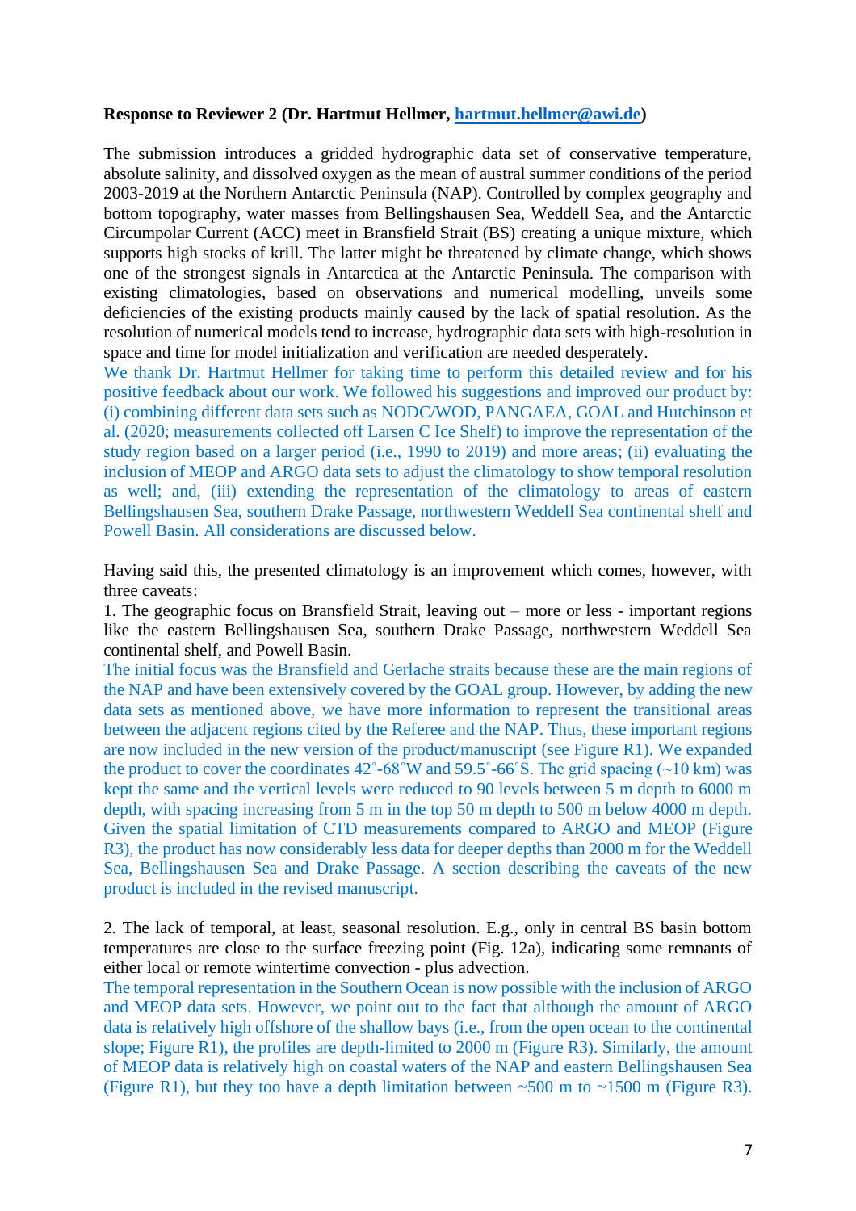**Response to Reviewer 2 (Dr. Hartmut Hellmer, hartmut.hellmer@awi.de)**

The submission introduces a gridded hydrographic data set of conservative temperature, absolute salinity, and dissolved oxygen as the mean of austral summer conditions of the period 2003-2019 at the Northern Antarctic Peninsula (NAP). Controlled by complex geography and bottom topography, water masses from Bellingshausen Sea, Weddell Sea, and the Antarctic Circumpolar Current (ACC) meet in Bransfield Strait (BS) creating a unique mixture, which supports high stocks of krill. The latter might be threatened by climate change, which shows one of the strongest signals in Antarctica at the Antarctic Peninsula. The comparison with existing climatologies, based on observations and numerical modelling, unveils some deficiencies of the existing products mainly caused by the lack of spatial resolution. As the resolution of numerical models tend to increase, hydrographic data sets with high-resolution in space and time for model initialization and verification are needed desperately.

We thank Dr. Hartmut Hellmer for taking time to perform this detailed review and for his positive feedback about our work. We followed his suggestions and improved our product by: (i) combining different data sets such as NODC/WOD, PANGAEA, GOAL and Hutchinson et al. (2020; measurements collected off Larsen C Ice Shelf) to improve the representation of the study region based on a larger period (i.e., 1990 to 2019) and more areas; (ii) evaluating the inclusion of MEOP and ARGO data sets to adjust the climatology to show temporal resolution as well; and, (iii) extending the representation of the climatology to areas of eastern Bellingshausen Sea, southern Drake Passage, northwestern Weddell Sea continental shelf and Powell Basin. All considerations are discussed below.

Having said this, the presented climatology is an improvement which comes, however, with three caveats:

1. The geographic focus on Bransfield Strait, leaving out – more or less - important regions like the eastern Bellingshausen Sea, southern Drake Passage, northwestern Weddell Sea continental shelf, and Powell Basin.

The initial focus was the Bransfield and Gerlache straits because these are the main regions of the NAP and have been extensively covered by the GOAL group. However, by adding the new data sets as mentioned above, we have more information to represent the transitional areas between the adjacent regions cited by the Referee and the NAP. Thus, these important regions are now included in the new version of the product/manuscript (see Figure R1). We expanded the product to cover the coordinates 42˚-68˚W and 59.5˚-66˚S. The grid spacing (~10 km) was kept the same and the vertical levels were reduced to 90 levels between 5 m depth to 6000 m depth, with spacing increasing from 5 m in the top 50 m depth to 500 m below 4000 m depth. Given the spatial limitation of CTD measurements compared to ARGO and MEOP (Figure R3), the product has now considerably less data for deeper depths than 2000 m for the Weddell Sea, Bellingshausen Sea and Drake Passage. A section describing the caveats of the new product is included in the revised manuscript.

2. The lack of temporal, at least, seasonal resolution. E.g., only in central BS basin bottom temperatures are close to the surface freezing point (Fig. 12a), indicating some remnants of either local or remote wintertime convection - plus advection.

The temporal representation in the Southern Ocean is now possible with the inclusion of ARGO and MEOP data sets. However, we point out to the fact that although the amount of ARGO data is relatively high offshore of the shallow bays (i.e., from the open ocean to the continental slope; Figure R1), the profiles are depth-limited to 2000 m (Figure R3). Similarly, the amount of MEOP data is relatively high on coastal waters of the NAP and eastern Bellingshausen Sea (Figure R1), but they too have a depth limitation between ~500 m to ~1500 m (Figure R3).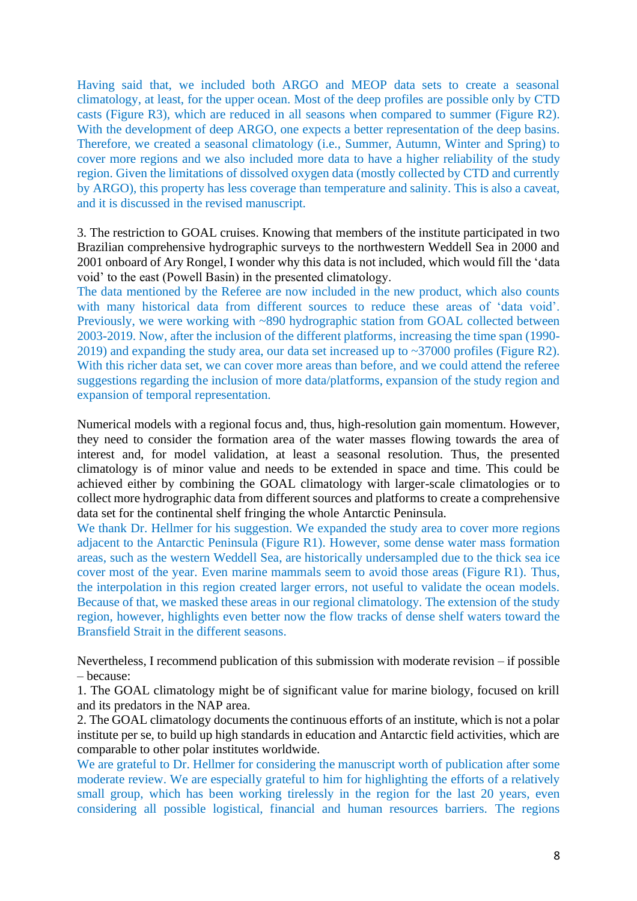Having said that, we included both ARGO and MEOP data sets to create a seasonal climatology, at least, for the upper ocean. Most of the deep profiles are possible only by CTD casts (Figure R3), which are reduced in all seasons when compared to summer (Figure R2). With the development of deep ARGO, one expects a better representation of the deep basins. Therefore, we created a seasonal climatology (i.e., Summer, Autumn, Winter and Spring) to cover more regions and we also included more data to have a higher reliability of the study region. Given the limitations of dissolved oxygen data (mostly collected by CTD and currently by ARGO), this property has less coverage than temperature and salinity. This is also a caveat, and it is discussed in the revised manuscript.

3. The restriction to GOAL cruises. Knowing that members of the institute participated in two Brazilian comprehensive hydrographic surveys to the northwestern Weddell Sea in 2000 and 2001 onboard of Ary Rongel, I wonder why this data is not included, which would fill the 'data void' to the east (Powell Basin) in the presented climatology.

The data mentioned by the Referee are now included in the new product, which also counts with many historical data from different sources to reduce these areas of 'data void'. Previously, we were working with ~890 hydrographic station from GOAL collected between 2003-2019. Now, after the inclusion of the different platforms, increasing the time span (1990-2019) and expanding the study area, our data set increased up to ~37000 profiles (Figure R2). With this richer data set, we can cover more areas than before, and we could attend the referee suggestions regarding the inclusion of more data/platforms, expansion of the study region and expansion of temporal representation.

Numerical models with a regional focus and, thus, high-resolution gain momentum. However, they need to consider the formation area of the water masses flowing towards the area of interest and, for model validation, at least a seasonal resolution. Thus, the presented climatology is of minor value and needs to be extended in space and time. This could be achieved either by combining the GOAL climatology with larger-scale climatologies or to collect more hydrographic data from different sources and platforms to create a comprehensive data set for the continental shelf fringing the whole Antarctic Peninsula.

We thank Dr. Hellmer for his suggestion. We expanded the study area to cover more regions adjacent to the Antarctic Peninsula (Figure R1). However, some dense water mass formation areas, such as the western Weddell Sea, are historically undersampled due to the thick sea ice cover most of the year. Even marine mammals seem to avoid those areas (Figure R1). Thus, the interpolation in this region created larger errors, not useful to validate the ocean models. Because of that, we masked these areas in our regional climatology. The extension of the study region, however, highlights even better now the flow tracks of dense shelf waters toward the Bransfield Strait in the different seasons.

Nevertheless, I recommend publication of this submission with moderate revision – if possible – because:

1. The GOAL climatology might be of significant value for marine biology, focused on krill and its predators in the NAP area.
2. The GOAL climatology documents the continuous efforts of an institute, which is not a polar institute per se, to build up high standards in education and Antarctic field activities, which are comparable to other polar institutes worldwide.

We are grateful to Dr. Hellmer for considering the manuscript worth of publication after some moderate review. We are especially grateful to him for highlighting the efforts of a relatively small group, which has been working tirelessly in the region for the last 20 years, even considering all possible logistical, financial and human resources barriers. The regions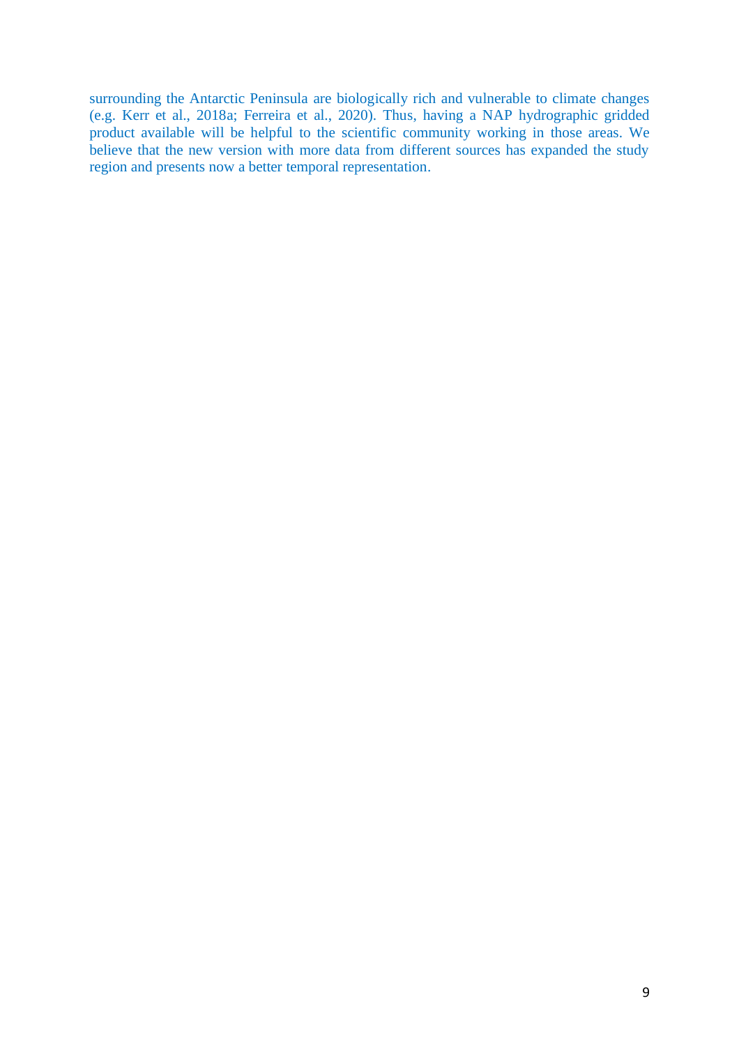surrounding the Antarctic Peninsula are biologically rich and vulnerable to climate changes (e.g. Kerr et al., 2018a; Ferreira et al., 2020). Thus, having a NAP hydrographic gridded product available will be helpful to the scientific community working in those areas. We believe that the new version with more data from different sources has expanded the study region and presents now a better temporal representation.